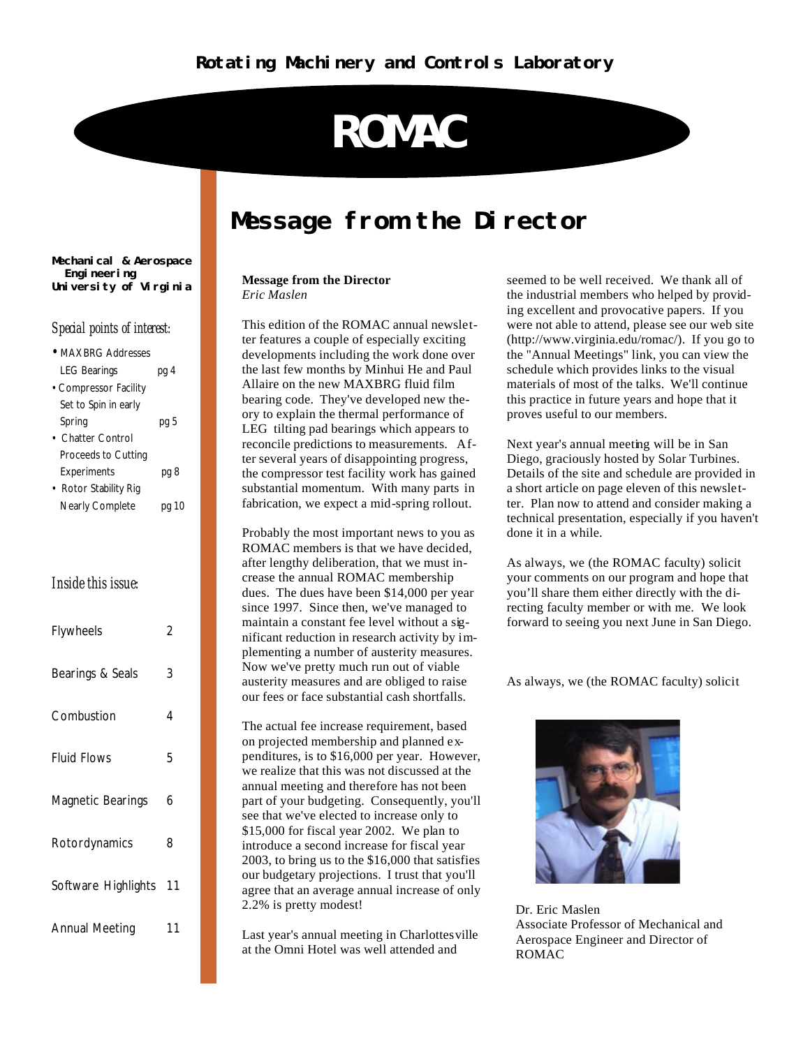**Rotating Machinery and Controls Laboratory**

# ROMAC

**Mechanical & Aerospace Engineering**
**University of Virginia**

*Special points of interest:*

- MAXBRG Addresses LEG Bearings pg 4
- Compressor Facility Set to Spin in early Spring pg 5
- Chatter Control Proceeds to Cutting Experiments pg 8
- Rotor Stability Rig Nearly Complete pg 10

*Inside this issue:*

| | |
|---|---|
| Flywheels | 2 |
| Bearings & Seals | 3 |
| Combustion | 4 |
| Fluid Flows | 5 |
| Magnetic Bearings | 6 |
| Rotordynamics | 8 |
| Software Highlights | 11 |
| Annual Meeting | 11 |

## Message from the Director

**Message from the Director**
*Eric Maslen*

This edition of the ROMAC annual newsletter features a couple of especially exciting developments including the work done over the last few months by Minhui He and Paul Allaire on the new MAXBRG fluid film bearing code. They've developed new theory to explain the thermal performance of LEG tilting pad bearings which appears to reconcile predictions to measurements. After several years of disappointing progress, the compressor test facility work has gained substantial momentum. With many parts in fabrication, we expect a mid-spring rollout.

Probably the most important news to you as ROMAC members is that we have decided, after lengthy deliberation, that we must increase the annual ROMAC membership dues. The dues have been $14,000 per year since 1997. Since then, we've managed to maintain a constant fee level without a significant reduction in research activity by implementing a number of austerity measures. Now we've pretty much run out of viable austerity measures and are obliged to raise our fees or face substantial cash shortfalls.

The actual fee increase requirement, based on projected membership and planned expenditures, is to $16,000 per year. However, we realize that this was not discussed at the annual meeting and therefore has not been part of your budgeting. Consequently, you'll see that we've elected to increase only to $15,000 for fiscal year 2002. We plan to introduce a second increase for fiscal year 2003, to bring us to the $16,000 that satisfies our budgetary projections. I trust that you'll agree that an average annual increase of only 2.2% is pretty modest!

Last year's annual meeting in Charlottesville at the Omni Hotel was well attended and seemed to be well received. We thank all of the industrial members who helped by providing excellent and provocative papers. If you were not able to attend, please see our web site (http://www.virginia.edu/romac/). If you go to the "Annual Meetings" link, you can view the schedule which provides links to the visual materials of most of the talks. We'll continue this practice in future years and hope that it proves useful to our members.

Next year's annual meeting will be in San Diego, graciously hosted by Solar Turbines. Details of the site and schedule are provided in a short article on page eleven of this newsletter. Plan now to attend and consider making a technical presentation, especially if you haven't done it in a while.

As always, we (the ROMAC faculty) solicit your comments on our program and hope that you'll share them either directly with the directing faculty member or with me. We look forward to seeing you next June in San Diego.

As always, we (the ROMAC faculty) solicit

Dr. Eric Maslen
Associate Professor of Mechanical and Aerospace Engineer and Director of ROMAC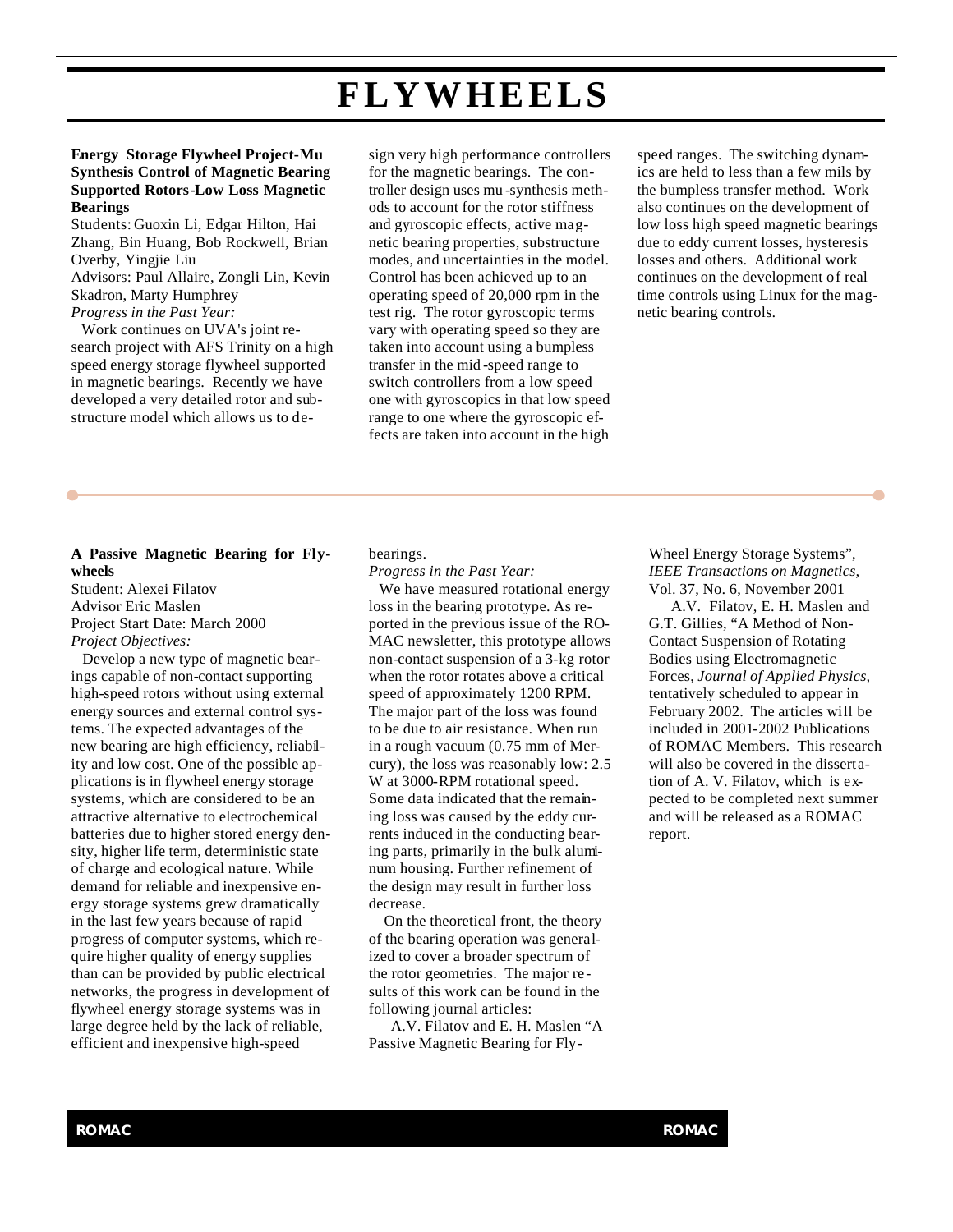# FLYWHEELS

**Energy Storage Flywheel Project-Mu Synthesis Control of Magnetic Bearing Supported Rotors-Low Loss Magnetic Bearings**

Students: Guoxin Li, Edgar Hilton, Hai Zhang, Bin Huang, Bob Rockwell, Brian Overby, Yingjie Liu

Advisors: Paul Allaire, Zongli Lin, Kevin Skadron, Marty Humphrey

*Progress in the Past Year:*

Work continues on UVA's joint research project with AFS Trinity on a high speed energy storage flywheel supported in magnetic bearings. Recently we have developed a very detailed rotor and substructure model which allows us to design very high performance controllers for the magnetic bearings. The controller design uses mu-synthesis methods to account for the rotor stiffness and gyroscopic effects, active magnetic bearing properties, substructure modes, and uncertainties in the model. Control has been achieved up to an operating speed of 20,000 rpm in the test rig. The rotor gyroscopic terms vary with operating speed so they are taken into account using a bumpless transfer in the mid-speed range to switch controllers from a low speed one with gyroscopics in that low speed range to one where the gyroscopic effects are taken into account in the high speed ranges. The switching dynamics are held to less than a few mils by the bumpless transfer method. Work also continues on the development of low loss high speed magnetic bearings due to eddy current losses, hysteresis losses and others. Additional work continues on the development of real time controls using Linux for the magnetic bearing controls.

---

**A Passive Magnetic Bearing for Flywheels**

Student: Alexei Filatov

Advisor Eric Maslen

Project Start Date: March 2000

*Project Objectives:*

Develop a new type of magnetic bearings capable of non-contact supporting high-speed rotors without using external energy sources and external control systems. The expected advantages of the new bearing are high efficiency, reliability and low cost. One of the possible applications is in flywheel energy storage systems, which are considered to be an attractive alternative to electrochemical batteries due to higher stored energy density, higher life term, deterministic state of charge and ecological nature. While demand for reliable and inexpensive energy storage systems grew dramatically in the last few years because of rapid progress of computer systems, which require higher quality of energy supplies than can be provided by public electrical networks, the progress in development of flywheel energy storage systems was in large degree held by the lack of reliable, efficient and inexpensive high-speed bearings.

*Progress in the Past Year:*

We have measured rotational energy loss in the bearing prototype. As reported in the previous issue of the ROMAC newsletter, this prototype allows non-contact suspension of a 3-kg rotor when the rotor rotates above a critical speed of approximately 1200 RPM. The major part of the loss was found to be due to air resistance. When run in a rough vacuum (0.75 mm of Mercury), the loss was reasonably low: 2.5 W at 3000-RPM rotational speed. Some data indicated that the remaining loss was caused by the eddy currents induced in the conducting bearing parts, primarily in the bulk aluminum housing. Further refinement of the design may result in further loss decrease.

On the theoretical front, the theory of the bearing operation was generalized to cover a broader spectrum of the rotor geometries. The major results of this work can be found in the following journal articles:

A.V. Filatov and E. H. Maslen "A Passive Magnetic Bearing for Fly-Wheel Energy Storage Systems", *IEEE Transactions on Magnetics,* Vol. 37, No. 6, November 2001

A.V. Filatov, E. H. Maslen and G.T. Gillies, "A Method of Non-Contact Suspension of Rotating Bodies using Electromagnetic Forces, *Journal of Applied Physics,* tentatively scheduled to appear in February 2002. The articles will be included in 2001-2002 Publications of ROMAC Members. This research will also be covered in the dissertation of A. V. Filatov, which is expected to be completed next summer and will be released as a ROMAC report.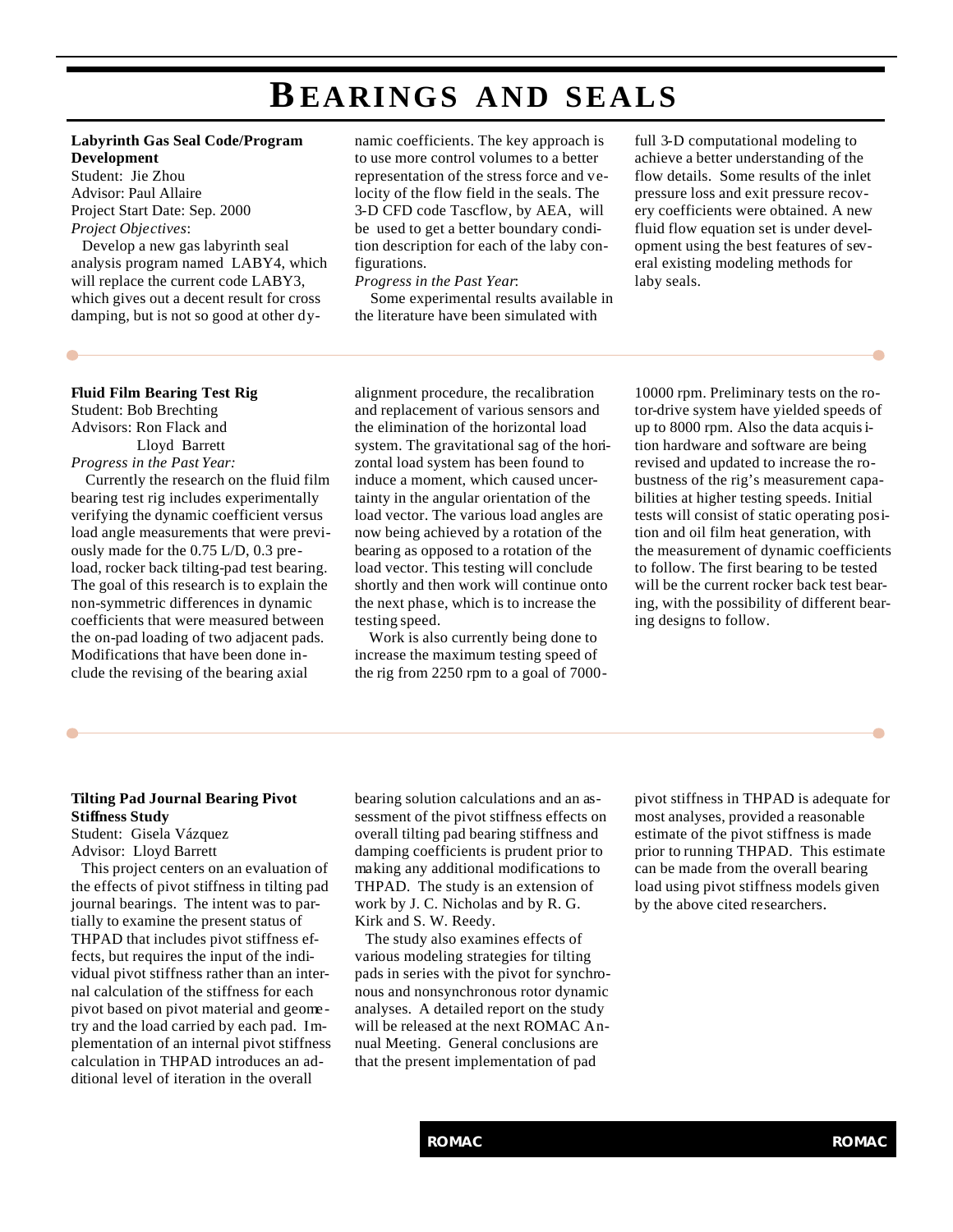# BEARINGS AND SEALS

**Labyrinth Gas Seal Code/Program Development**

Student: Jie Zhou
Advisor: Paul Allaire
Project Start Date: Sep. 2000
*Project Objectives*:

Develop a new gas labyrinth seal analysis program named LABY4, which will replace the current code LABY3, which gives out a decent result for cross damping, but is not so good at other dynamic coefficients. The key approach is to use more control volumes to a better representation of the stress force and velocity of the flow field in the seals. The 3-D CFD code Tascflow, by AEA, will be used to get a better boundary condition description for each of the laby configurations.

*Progress in the Past Year*:

Some experimental results available in the literature have been simulated with full 3-D computational modeling to achieve a better understanding of the flow details. Some results of the inlet pressure loss and exit pressure recovery coefficients were obtained. A new fluid flow equation set is under development using the best features of several existing modeling methods for laby seals.

**Fluid Film Bearing Test Rig**

Student: Bob Brechting
Advisors: Ron Flack and Lloyd Barrett
*Progress in the Past Year:*

Currently the research on the fluid film bearing test rig includes experimentally verifying the dynamic coefficient versus load angle measurements that were previously made for the 0.75 L/D, 0.3 preload, rocker back tilting-pad test bearing. The goal of this research is to explain the non-symmetric differences in dynamic coefficients that were measured between the on-pad loading of two adjacent pads. Modifications that have been done include the revising of the bearing axial alignment procedure, the recalibration and replacement of various sensors and the elimination of the horizontal load system. The gravitational sag of the horizontal load system has been found to induce a moment, which caused uncertainty in the angular orientation of the load vector. The various load angles are now being achieved by a rotation of the bearing as opposed to a rotation of the load vector. This testing will conclude shortly and then work will continue onto the next phase, which is to increase the testing speed.

Work is also currently being done to increase the maximum testing speed of the rig from 2250 rpm to a goal of 7000-10000 rpm. Preliminary tests on the rotor-drive system have yielded speeds of up to 8000 rpm. Also the data acquisition hardware and software are being revised and updated to increase the robustness of the rig's measurement capabilities at higher testing speeds. Initial tests will consist of static operating position and oil film heat generation, with the measurement of dynamic coefficients to follow. The first bearing to be tested will be the current rocker back test bearing, with the possibility of different bearing designs to follow.

**Tilting Pad Journal Bearing Pivot Stiffness Study**

Student: Gisela Vázquez
Advisor: Lloyd Barrett

This project centers on an evaluation of the effects of pivot stiffness in tilting pad journal bearings. The intent was to partially to examine the present status of THPAD that includes pivot stiffness effects, but requires the input of the individual pivot stiffness rather than an internal calculation of the stiffness for each pivot based on pivot material and geometry and the load carried by each pad. Implementation of an internal pivot stiffness calculation in THPAD introduces an additional level of iteration in the overall bearing solution calculations and an assessment of the pivot stiffness effects on overall tilting pad bearing stiffness and damping coefficients is prudent prior to making any additional modifications to THPAD. The study is an extension of work by J. C. Nicholas and by R. G. Kirk and S. W. Reedy.

The study also examines effects of various modeling strategies for tilting pads in series with the pivot for synchronous and nonsynchronous rotor dynamic analyses. A detailed report on the study will be released at the next ROMAC Annual Meeting. General conclusions are that the present implementation of pad pivot stiffness in THPAD is adequate for most analyses, provided a reasonable estimate of the pivot stiffness is made prior to running THPAD. This estimate can be made from the overall bearing load using pivot stiffness models given by the above cited researchers.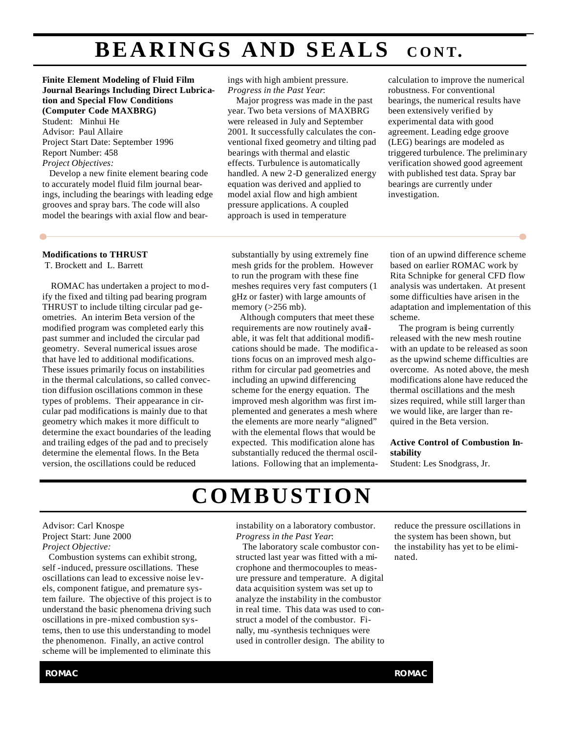# BEARINGS AND SEALS CONT.

**Finite Element Modeling of Fluid Film Journal Bearings Including Direct Lubrication and Special Flow Conditions (Computer Code MAXBRG)**

Student: Minhui He
Advisor: Paul Allaire
Project Start Date: September 1996
Report Number: 458

*Project Objectives:*

Develop a new finite element bearing code to accurately model fluid film journal bearings, including the bearings with leading edge grooves and spray bars. The code will also model the bearings with axial flow and bearings with high ambient pressure.

*Progress in the Past Year*:

Major progress was made in the past year. Two beta versions of MAXBRG were released in July and September 2001. It successfully calculates the conventional fixed geometry and tilting pad bearings with thermal and elastic effects. Turbulence is automatically handled. A new 2-D generalized energy equation was derived and applied to model axial flow and high ambient pressure applications. A coupled approach is used in temperature calculation to improve the numerical robustness. For conventional bearings, the numerical results have been extensively verified by experimental data with good agreement. Leading edge groove (LEG) bearings are modeled as triggered turbulence. The preliminary verification showed good agreement with published test data. Spray bar bearings are currently under investigation.

**Modifications to THRUST**

T. Brockett and L. Barrett

ROMAC has undertaken a project to modify the fixed and tilting pad bearing program THRUST to include tilting circular pad geometries. An interim Beta version of the modified program was completed early this past summer and included the circular pad geometry. Several numerical issues arose that have led to additional modifications. These issues primarily focus on instabilities in the thermal calculations, so called convection diffusion oscillations common in these types of problems. Their appearance in circular pad modifications is mainly due to that geometry which makes it more difficult to determine the exact boundaries of the leading and trailing edges of the pad and to precisely determine the elemental flows. In the Beta version, the oscillations could be reduced substantially by using extremely fine mesh grids for the problem. However to run the program with these fine meshes requires very fast computers (1 gHz or faster) with large amounts of memory (>256 mb).

Although computers that meet these requirements are now routinely available, it was felt that additional modifications should be made. The modifications focus on an improved mesh algorithm for circular pad geometries and including an upwind differencing scheme for the energy equation. The improved mesh algorithm was first implemented and generates a mesh where the elements are more nearly "aligned" with the elemental flows that would be expected. This modification alone has substantially reduced the thermal oscillations. Following that an implementation of an upwind difference scheme based on earlier ROMAC work by Rita Schnipke for general CFD flow analysis was undertaken. At present some difficulties have arisen in the adaptation and implementation of this scheme.

The program is being currently released with the new mesh routine with an update to be released as soon as the upwind scheme difficulties are overcome. As noted above, the mesh modifications alone have reduced the thermal oscillations and the mesh sizes required, while still larger than we would like, are larger than required in the Beta version.

# COMBUSTION

**Active Control of Combustion Instability**

Student: Les Snodgrass, Jr.
Advisor: Carl Knospe
Project Start: June 2000

*Project Objective:*

Combustion systems can exhibit strong, self-induced, pressure oscillations. These oscillations can lead to excessive noise levels, component fatigue, and premature system failure. The objective of this project is to understand the basic phenomena driving such oscillations in pre-mixed combustion systems, then to use this understanding to model the phenomenon. Finally, an active control scheme will be implemented to eliminate this instability on a laboratory combustor.

*Progress in the Past Year*:

The laboratory scale combustor constructed last year was fitted with a microphone and thermocouples to measure pressure and temperature. A digital data acquisition system was set up to analyze the instability in the combustor in real time. This data was used to construct a model of the combustor. Finally, mu-synthesis techniques were used in controller design. The ability to reduce the pressure oscillations in the system has been shown, but the instability has yet to be eliminated.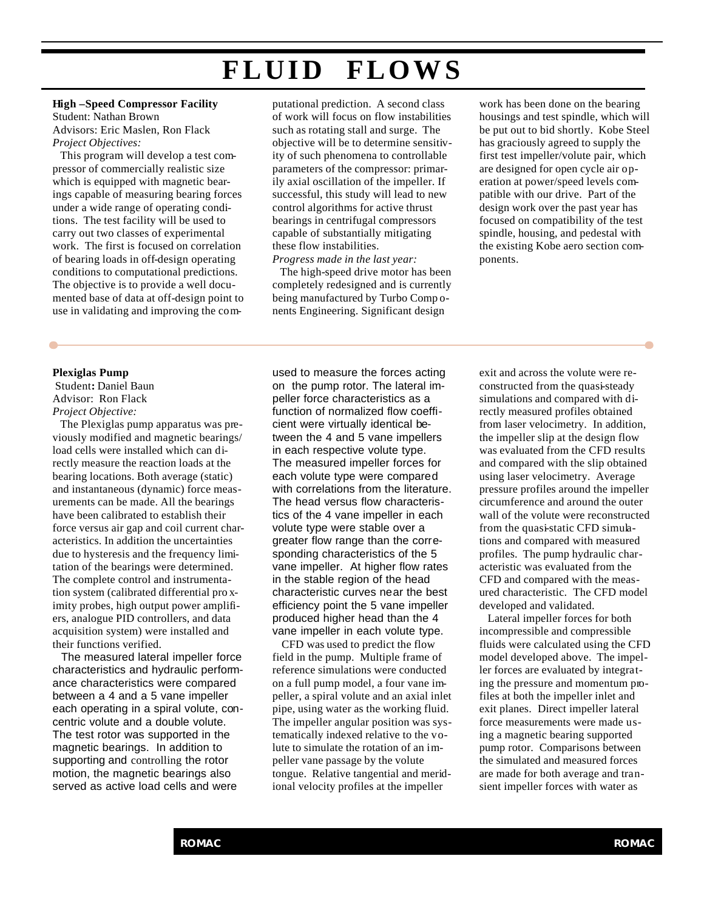# FLUID FLOWS

### High –Speed Compressor Facility

Student: Nathan Brown
Advisors: Eric Maslen, Ron Flack
*Project Objectives:*

This program will develop a test compressor of commercially realistic size which is equipped with magnetic bearings capable of measuring bearing forces under a wide range of operating conditions. The test facility will be used to carry out two classes of experimental work. The first is focused on correlation of bearing loads in off-design operating conditions to computational predictions. The objective is to provide a well documented base of data at off-design point to use in validating and improving the computational prediction. A second class of work will focus on flow instabilities such as rotating stall and surge. The objective will be to determine sensitivity of such phenomena to controllable parameters of the compressor: primarily axial oscillation of the impeller. If successful, this study will lead to new control algorithms for active thrust bearings in centrifugal compressors capable of substantially mitigating these flow instabilities.

*Progress made in the last year:*

The high-speed drive motor has been completely redesigned and is currently being manufactured by Turbo Components Engineering. Significant design work has been done on the bearing housings and test spindle, which will be put out to bid shortly. Kobe Steel has graciously agreed to supply the first test impeller/volute pair, which are designed for open cycle air operation at power/speed levels compatible with our drive. Part of the design work over the past year has focused on compatibility of the test spindle, housing, and pedestal with the existing Kobe aero section components.

### Plexiglas Pump

Student: Daniel Baun
Advisor: Ron Flack
*Project Objective:*

The Plexiglas pump apparatus was previously modified and magnetic bearings/ load cells were installed which can directly measure the reaction loads at the bearing locations. Both average (static) and instantaneous (dynamic) force measurements can be made. All the bearings have been calibrated to establish their force versus air gap and coil current characteristics. In addition the uncertainties due to hysteresis and the frequency limitation of the bearings were determined. The complete control and instrumentation system (calibrated differential proximity probes, high output power amplifiers, analogue PID controllers, and data acquisition system) were installed and their functions verified.

The measured lateral impeller force characteristics and hydraulic performance characteristics were compared between a 4 and a 5 vane impeller each operating in a spiral volute, concentric volute and a double volute. The test rotor was supported in the magnetic bearings. In addition to supporting and controlling the rotor motion, the magnetic bearings also served as active load cells and were used to measure the forces acting on the pump rotor. The lateral impeller force characteristics as a function of normalized flow coefficient were virtually identical between the 4 and 5 vane impellers in each respective volute type. The measured impeller forces for each volute type were compared with correlations from the literature. The head versus flow characteristics of the 4 vane impeller in each volute type were stable over a greater flow range than the corresponding characteristics of the 5 vane impeller. At higher flow rates in the stable region of the head characteristic curves near the best efficiency point the 5 vane impeller produced higher head than the 4 vane impeller in each volute type.

CFD was used to predict the flow field in the pump. Multiple frame of reference simulations were conducted on a full pump model, a four vane impeller, a spiral volute and an axial inlet pipe, using water as the working fluid. The impeller angular position was systematically indexed relative to the volute to simulate the rotation of an impeller vane passage by the volute tongue. Relative tangential and meridional velocity profiles at the impeller exit and across the volute were reconstructed from the quasi-steady simulations and compared with directly measured profiles obtained from laser velocimetry. In addition, the impeller slip at the design flow was evaluated from the CFD results and compared with the slip obtained using laser velocimetry. Average pressure profiles around the impeller circumference and around the outer wall of the volute were reconstructed from the quasi-static CFD simulations and compared with measured profiles. The pump hydraulic characteristic was evaluated from the CFD and compared with the measured characteristic. The CFD model developed and validated.

Lateral impeller forces for both incompressible and compressible fluids were calculated using the CFD model developed above. The impeller forces are evaluated by integrating the pressure and momentum profiles at both the impeller inlet and exit planes. Direct impeller lateral force measurements were made using a magnetic bearing supported pump rotor. Comparisons between the simulated and measured forces are made for both average and transient impeller forces with water as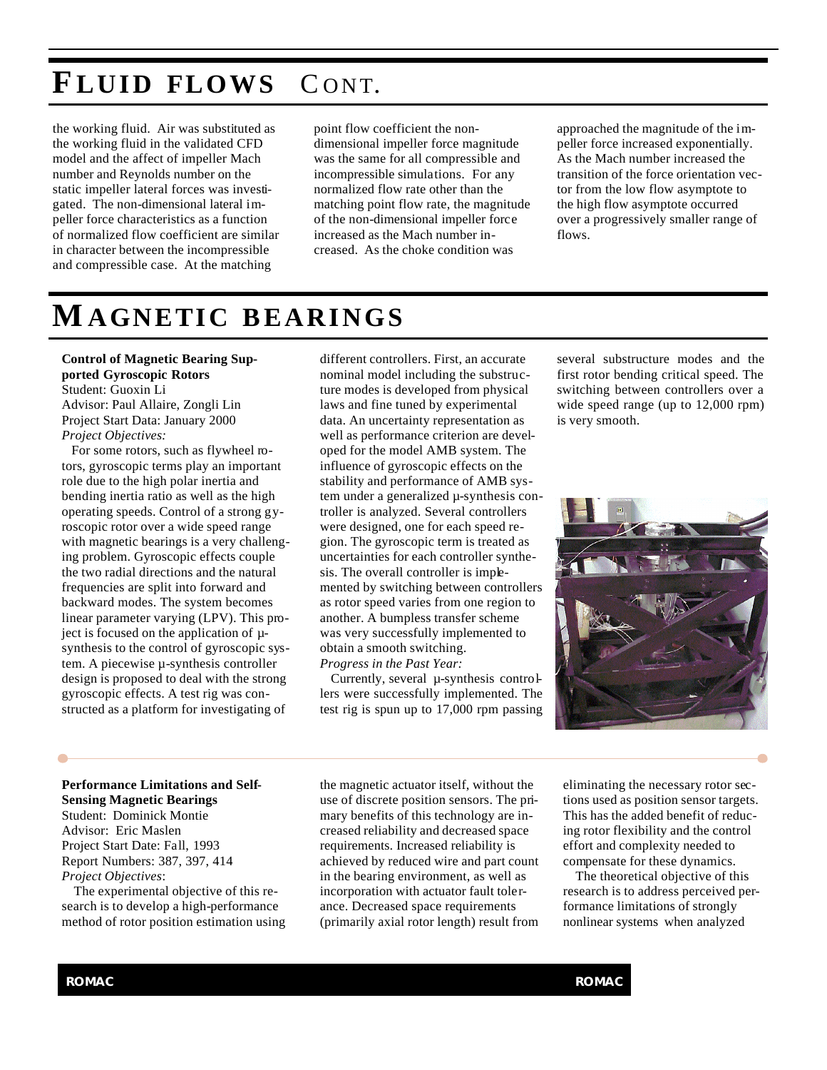# FLUID FLOWS CONT.

the working fluid. Air was substituted as the working fluid in the validated CFD model and the affect of impeller Mach number and Reynolds number on the static impeller lateral forces was investigated. The non-dimensional lateral impeller force characteristics as a function of normalized flow coefficient are similar in character between the incompressible and compressible case. At the matching point flow coefficient the non-dimensional impeller force magnitude was the same for all compressible and incompressible simulations. For any normalized flow rate other than the matching point flow rate, the magnitude of the non-dimensional impeller force increased as the Mach number increased. As the choke condition was approached the magnitude of the impeller force increased exponentially. As the Mach number increased the transition of the force orientation vector from the low flow asymptote to the high flow asymptote occurred over a progressively smaller range of flows.

# MAGNETIC BEARINGS

**Control of Magnetic Bearing Supported Gyroscopic Rotors**
Student: Guoxin Li
Advisor: Paul Allaire, Zongli Lin
Project Start Data: January 2000
*Project Objectives:*

For some rotors, such as flywheel rotors, gyroscopic terms play an important role due to the high polar inertia and bending inertia ratio as well as the high operating speeds. Control of a strong gyroscopic rotor over a wide speed range with magnetic bearings is a very challenging problem. Gyroscopic effects couple the two radial directions and the natural frequencies are split into forward and backward modes. The system becomes linear parameter varying (LPV). This project is focused on the application of μ-synthesis to the control of gyroscopic system. A piecewise μ-synthesis controller design is proposed to deal with the strong gyroscopic effects. A test rig was constructed as a platform for investigating of different controllers. First, an accurate nominal model including the substructure modes is developed from physical laws and fine tuned by experimental data. An uncertainty representation as well as performance criterion are developed for the model AMB system. The influence of gyroscopic effects on the stability and performance of AMB system under a generalized μ-synthesis controller is analyzed. Several controllers were designed, one for each speed region. The gyroscopic term is treated as uncertainties for each controller synthesis. The overall controller is implemented by switching between controllers as rotor speed varies from one region to another. A bumpless transfer scheme was very successfully implemented to obtain a smooth switching.

*Progress in the Past Year:*

Currently, several μ-synthesis controllers were successfully implemented. The test rig is spun up to 17,000 rpm passing several substructure modes and the first rotor bending critical speed. The switching between controllers over a wide speed range (up to 12,000 rpm) is very smooth.

**Performance Limitations and Self-Sensing Magnetic Bearings**
Student: Dominick Montie
Advisor: Eric Maslen
Project Start Date: Fall, 1993
Report Numbers: 387, 397, 414
*Project Objectives*:

The experimental objective of this research is to develop a high-performance method of rotor position estimation using the magnetic actuator itself, without the use of discrete position sensors. The primary benefits of this technology are increased reliability and decreased space requirements. Increased reliability is achieved by reduced wire and part count in the bearing environment, as well as incorporation with actuator fault tolerance. Decreased space requirements (primarily axial rotor length) result from eliminating the necessary rotor sections used as position sensor targets. This has the added benefit of reducing rotor flexibility and the control effort and complexity needed to compensate for these dynamics.

The theoretical objective of this research is to address perceived performance limitations of strongly nonlinear systems when analyzed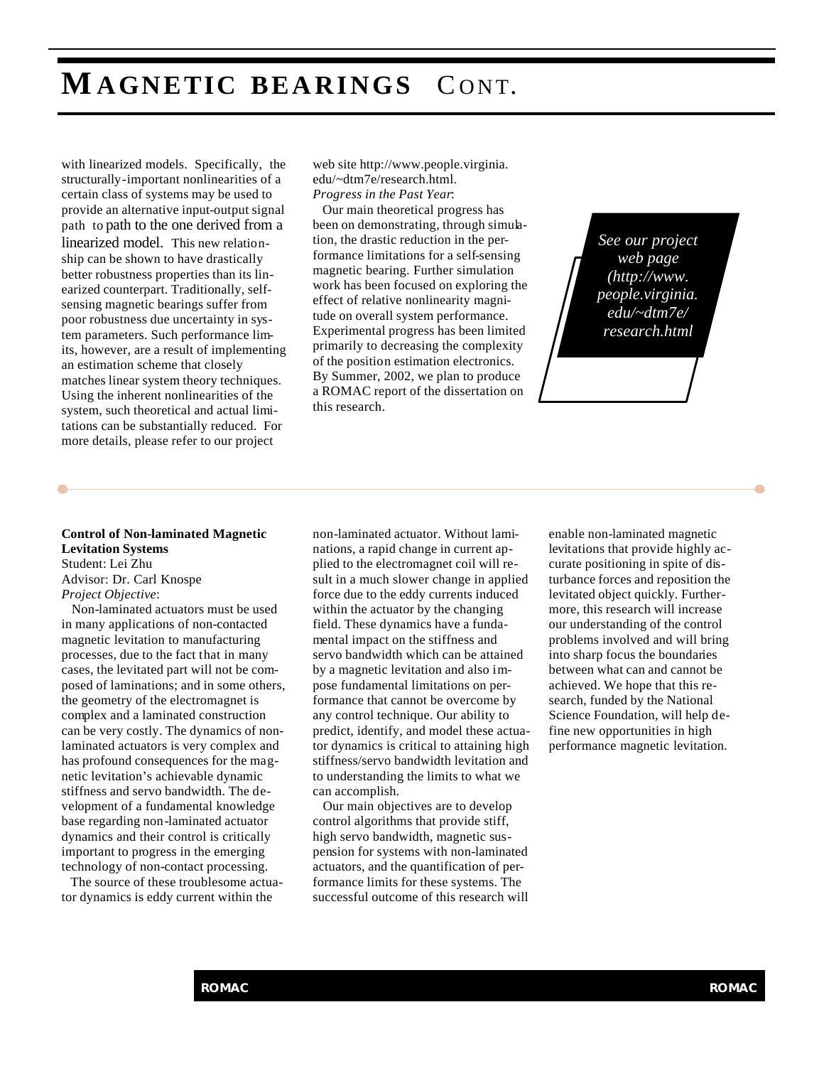# MAGNETIC BEARINGS CONT.

with linearized models. Specifically, the structurally-important nonlinearities of a certain class of systems may be used to provide an alternative input-output signal path to path to the one derived from a linearized model. This new relationship can be shown to have drastically better robustness properties than its linearized counterpart. Traditionally, self-sensing magnetic bearings suffer from poor robustness due uncertainty in system parameters. Such performance limits, however, are a result of implementing an estimation scheme that closely matches linear system theory techniques. Using the inherent nonlinearities of the system, such theoretical and actual limitations can be substantially reduced. For more details, please refer to our project web site http://www.people.virginia.edu/~dtm7e/research.html.

*Progress in the Past Year*:

Our main theoretical progress has been on demonstrating, through simulation, the drastic reduction in the performance limitations for a self-sensing magnetic bearing. Further simulation work has been focused on exploring the effect of relative nonlinearity magnitude on overall system performance. Experimental progress has been limited primarily to decreasing the complexity of the position estimation electronics. By Summer, 2002, we plan to produce a ROMAC report of the dissertation on this research.

*See our project web page (http://www.people.virginia.edu/~dtm7e/research.html*

**Control of Non-laminated Magnetic Levitation Systems**
Student: Lei Zhu
Advisor: Dr. Carl Knospe
*Project Objective*:

Non-laminated actuators must be used in many applications of non-contacted magnetic levitation to manufacturing processes, due to the fact that in many cases, the levitated part will not be composed of laminations; and in some others, the geometry of the electromagnet is complex and a laminated construction can be very costly. The dynamics of non-laminated actuators is very complex and has profound consequences for the magnetic levitation's achievable dynamic stiffness and servo bandwidth. The development of a fundamental knowledge base regarding non-laminated actuator dynamics and their control is critically important to progress in the emerging technology of non-contact processing.

The source of these troublesome actuator dynamics is eddy current within the non-laminated actuator. Without laminations, a rapid change in current applied to the electromagnet coil will result in a much slower change in applied force due to the eddy currents induced within the actuator by the changing field. These dynamics have a fundamental impact on the stiffness and servo bandwidth which can be attained by a magnetic levitation and also impose fundamental limitations on performance that cannot be overcome by any control technique. Our ability to predict, identify, and model these actuator dynamics is critical to attaining high stiffness/servo bandwidth levitation and to understanding the limits to what we can accomplish.

Our main objectives are to develop control algorithms that provide stiff, high servo bandwidth, magnetic suspension for systems with non-laminated actuators, and the quantification of performance limits for these systems. The successful outcome of this research will enable non-laminated magnetic levitations that provide highly accurate positioning in spite of disturbance forces and reposition the levitated object quickly. Furthermore, this research will increase our understanding of the control problems involved and will bring into sharp focus the boundaries between what can and cannot be achieved. We hope that this research, funded by the National Science Foundation, will help define new opportunities in high performance magnetic levitation.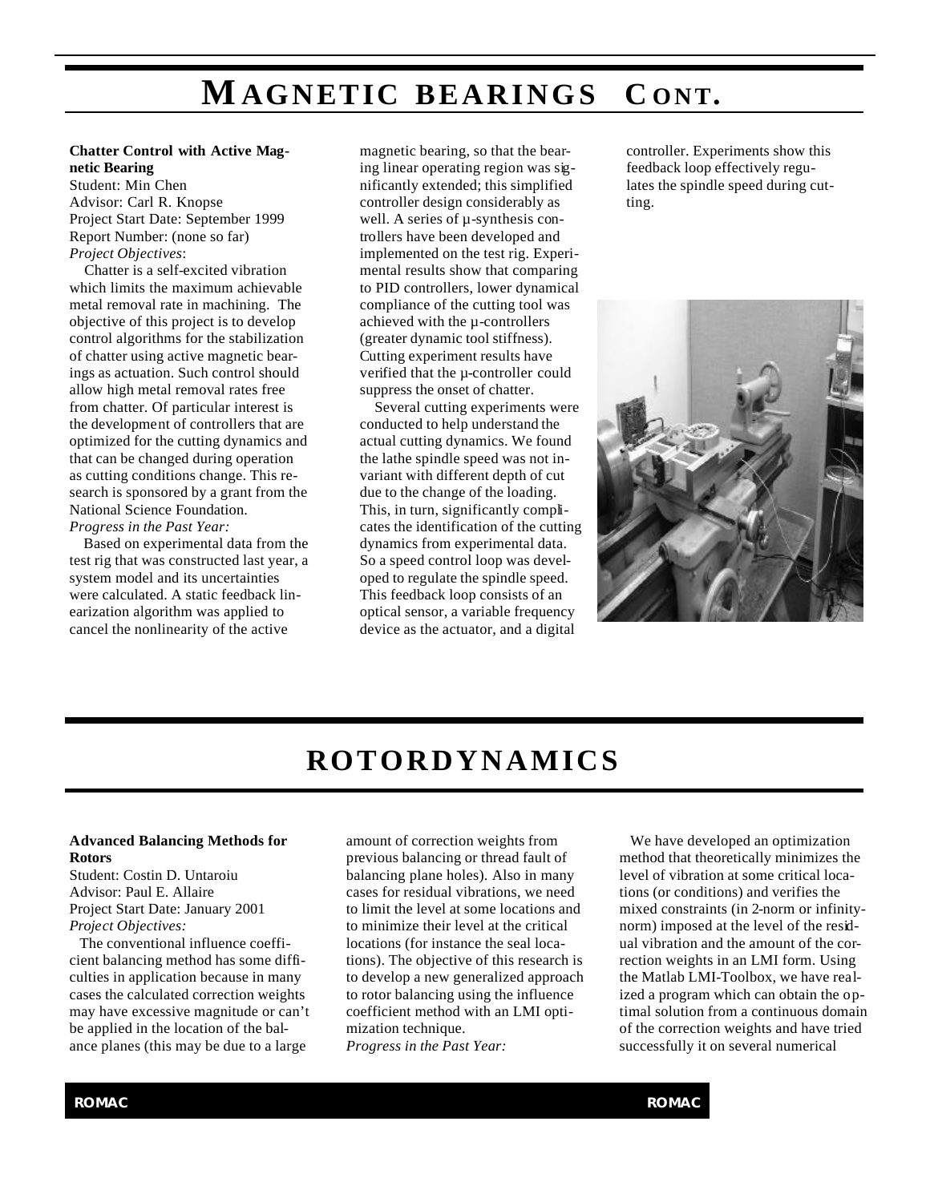# MAGNETIC BEARINGS CONT.

**Chatter Control with Active Magnetic Bearing**
Student: Min Chen
Advisor: Carl R. Knopse
Project Start Date: September 1999
Report Number: (none so far)
*Project Objectives*:

Chatter is a self-excited vibration which limits the maximum achievable metal removal rate in machining. The objective of this project is to develop control algorithms for the stabilization of chatter using active magnetic bearings as actuation. Such control should allow high metal removal rates free from chatter. Of particular interest is the development of controllers that are optimized for the cutting dynamics and that can be changed during operation as cutting conditions change. This research is sponsored by a grant from the National Science Foundation.

*Progress in the Past Year:*

Based on experimental data from the test rig that was constructed last year, a system model and its uncertainties were calculated. A static feedback linearization algorithm was applied to cancel the nonlinearity of the active magnetic bearing, so that the bearing linear operating region was significantly extended; this simplified controller design considerably as well. A series of µ-synthesis controllers have been developed and implemented on the test rig. Experimental results show that comparing to PID controllers, lower dynamical compliance of the cutting tool was achieved with the µ-controllers (greater dynamic tool stiffness). Cutting experiment results have verified that the µ-controller could suppress the onset of chatter.

Several cutting experiments were conducted to help understand the actual cutting dynamics. We found the lathe spindle speed was not invariant with different depth of cut due to the change of the loading. This, in turn, significantly complicates the identification of the cutting dynamics from experimental data. So a speed control loop was developed to regulate the spindle speed. This feedback loop consists of an optical sensor, a variable frequency device as the actuator, and a digital controller. Experiments show this feedback loop effectively regulates the spindle speed during cutting.

# ROTORDYNAMICS

**Advanced Balancing Methods for Rotors**
Student: Costin D. Untaroiu
Advisor: Paul E. Allaire
Project Start Date: January 2001
*Project Objectives:*

The conventional influence coefficient balancing method has some difficulties in application because in many cases the calculated correction weights may have excessive magnitude or can't be applied in the location of the balance planes (this may be due to a large amount of correction weights from previous balancing or thread fault of balancing plane holes). Also in many cases for residual vibrations, we need to limit the level at some locations and to minimize their level at the critical locations (for instance the seal locations). The objective of this research is to develop a new generalized approach to rotor balancing using the influence coefficient method with an LMI optimization technique.

*Progress in the Past Year:*

We have developed an optimization method that theoretically minimizes the level of vibration at some critical locations (or conditions) and verifies the mixed constraints (in 2-norm or infinity-norm) imposed at the level of the residual vibration and the amount of the correction weights in an LMI form. Using the Matlab LMI-Toolbox, we have realized a program which can obtain the optimal solution from a continuous domain of the correction weights and have tried successfully it on several numerical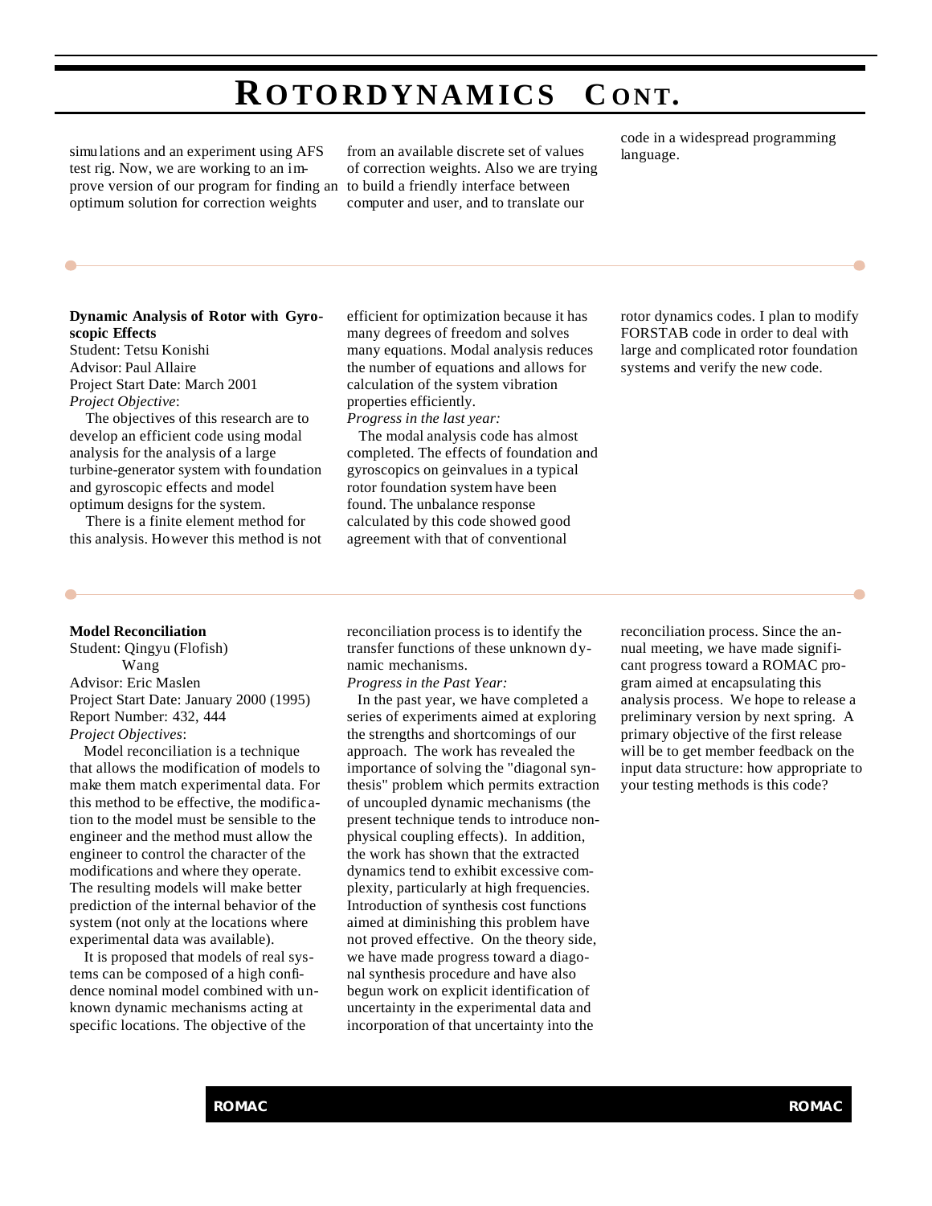simulations and an experiment using AFS test rig. Now, we are working to an improve version of our program for finding an optimum solution for correction weights from an available discrete set of values of correction weights. Also we are trying to build a friendly interface between computer and user, and to translate our code in a widespread programming language.

**Dynamic Analysis of Rotor with Gyroscopic Effects**
Student: Tetsu Konishi
Advisor: Paul Allaire
Project Start Date: March 2001
*Project Objective*:

The objectives of this research are to develop an efficient code using modal analysis for the analysis of a large turbine-generator system with foundation and gyroscopic effects and model optimum designs for the system.

There is a finite element method for this analysis. However this method is not efficient for optimization because it has many degrees of freedom and solves many equations. Modal analysis reduces the number of equations and allows for calculation of the system vibration properties efficiently.

*Progress in the last year:*

The modal analysis code has almost completed. The effects of foundation and gyroscopics on geinvalues in a typical rotor foundation system have been found. The unbalance response calculated by this code showed good agreement with that of conventional rotor dynamics codes. I plan to modify FORSTAB code in order to deal with large and complicated rotor foundation systems and verify the new code.

**Model Reconciliation**
Student: Qingyu (Flofish) Wang
Advisor: Eric Maslen
Project Start Date: January 2000 (1995)
Report Number: 432, 444
*Project Objectives*:

Model reconciliation is a technique that allows the modification of models to make them match experimental data. For this method to be effective, the modification to the model must be sensible to the engineer and the method must allow the engineer to control the character of the modifications and where they operate. The resulting models will make better prediction of the internal behavior of the system (not only at the locations where experimental data was available).

It is proposed that models of real systems can be composed of a high confidence nominal model combined with unknown dynamic mechanisms acting at specific locations. The objective of the reconciliation process is to identify the transfer functions of these unknown dynamic mechanisms.

*Progress in the Past Year:*

In the past year, we have completed a series of experiments aimed at exploring the strengths and shortcomings of our approach. The work has revealed the importance of solving the "diagonal synthesis" problem which permits extraction of uncoupled dynamic mechanisms (the present technique tends to introduce nonphysical coupling effects). In addition, the work has shown that the extracted dynamics tend to exhibit excessive complexity, particularly at high frequencies. Introduction of synthesis cost functions aimed at diminishing this problem have not proved effective. On the theory side, we have made progress toward a diagonal synthesis procedure and have also begun work on explicit identification of uncertainty in the experimental data and incorporation of that uncertainty into the reconciliation process. Since the annual meeting, we have made significant progress toward a ROMAC program aimed at encapsulating this analysis process. We hope to release a preliminary version by next spring. A primary objective of the first release will be to get member feedback on the input data structure: how appropriate to your testing methods is this code?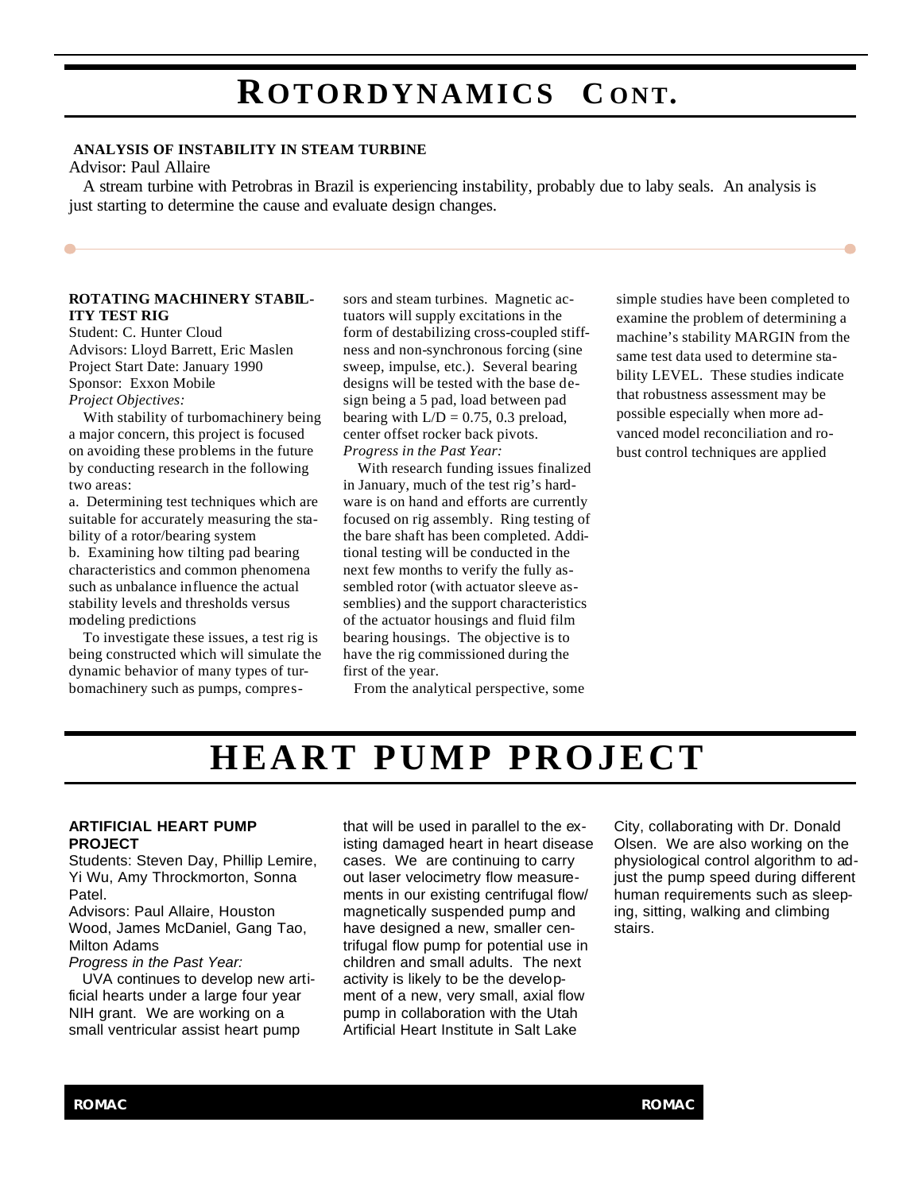# ROTORDYNAMICS CONT.

**ANALYSIS OF INSTABILITY IN STEAM TURBINE**

Advisor: Paul Allaire

A stream turbine with Petrobras in Brazil is experiencing instability, probably due to laby seals. An analysis is just starting to determine the cause and evaluate design changes.

**ROTATING MACHINERY STABILITY TEST RIG**

Student: C. Hunter Cloud
Advisors: Lloyd Barrett, Eric Maslen
Project Start Date: January 1990
Sponsor: Exxon Mobile

*Project Objectives:*

With stability of turbomachinery being a major concern, this project is focused on avoiding these problems in the future by conducting research in the following two areas:

a. Determining test techniques which are suitable for accurately measuring the stability of a rotor/bearing system
b. Examining how tilting pad bearing characteristics and common phenomena such as unbalance influence the actual stability levels and thresholds versus modeling predictions

To investigate these issues, a test rig is being constructed which will simulate the dynamic behavior of many types of turbomachinery such as pumps, compressors and steam turbines. Magnetic actuators will supply excitations in the form of destabilizing cross-coupled stiffness and non-synchronous forcing (sine sweep, impulse, etc.). Several bearing designs will be tested with the base design being a 5 pad, load between pad bearing with $L/D = 0.75$, 0.3 preload, center offset rocker back pivots.

*Progress in the Past Year:*

With research funding issues finalized in January, much of the test rig's hardware is on hand and efforts are currently focused on rig assembly. Ring testing of the bare shaft has been completed. Additional testing will be conducted in the next few months to verify the fully assembled rotor (with actuator sleeve assemblies) and the support characteristics of the actuator housings and fluid film bearing housings. The objective is to have the rig commissioned during the first of the year.

From the analytical perspective, some simple studies have been completed to examine the problem of determining a machine's stability MARGIN from the same test data used to determine stability LEVEL. These studies indicate that robustness assessment may be possible especially when more advanced model reconciliation and robust control techniques are applied

# HEART PUMP PROJECT

**ARTIFICIAL HEART PUMP PROJECT**

Students: Steven Day, Phillip Lemire, Yi Wu, Amy Throckmorton, Sonna Patel.
Advisors: Paul Allaire, Houston Wood, James McDaniel, Gang Tao, Milton Adams

*Progress in the Past Year:*

UVA continues to develop new artificial hearts under a large four year NIH grant. We are working on a small ventricular assist heart pump that will be used in parallel to the existing damaged heart in heart disease cases. We are continuing to carry out laser velocimetry flow measurements in our existing centrifugal flow/ magnetically suspended pump and have designed a new, smaller centrifugal flow pump for potential use in children and small adults. The next activity is likely to be the development of a new, very small, axial flow pump in collaboration with the Utah Artificial Heart Institute in Salt Lake City, collaborating with Dr. Donald Olsen. We are also working on the physiological control algorithm to adjust the pump speed during different human requirements such as sleeping, sitting, walking and climbing stairs.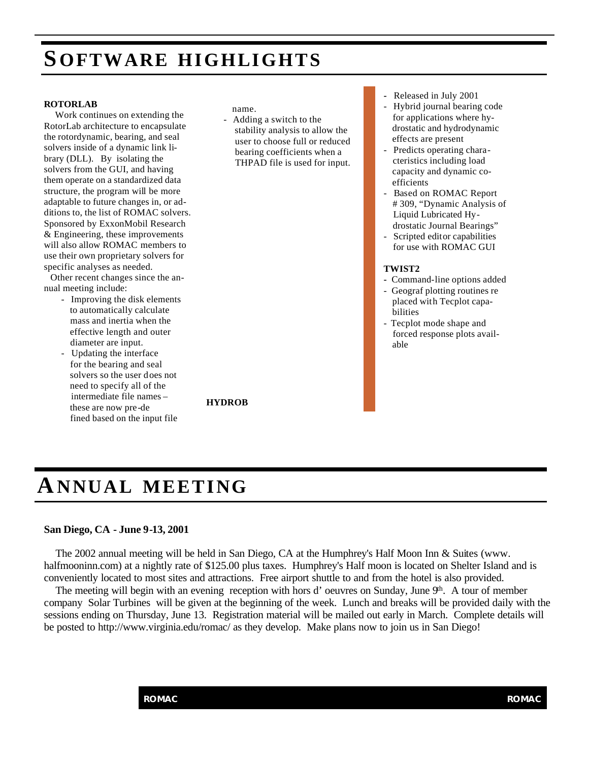# SOFTWARE HIGHLIGHTS

**ROTORLAB**

Work continues on extending the RotorLab architecture to encapsulate the rotordynamic, bearing, and seal solvers inside of a dynamic link library (DLL). By isolating the solvers from the GUI, and having them operate on a standardized data structure, the program will be more adaptable to future changes in, or additions to, the list of ROMAC solvers. Sponsored by ExxonMobil Research & Engineering, these improvements will also allow ROMAC members to use their own proprietary solvers for specific analyses as needed.

Other recent changes since the annual meeting include:

- Improving the disk elements to automatically calculate mass and inertia when the effective length and outer diameter are input.
- Updating the interface for the bearing and seal solvers so the user does not need to specify all of the intermediate file names – these are now pre-defined based on the input file name.
- Adding a switch to the stability analysis to allow the user to choose full or reduced bearing coefficients when a THPAD file is used for input.

**HYDROB**

- Released in July 2001
- Hybrid journal bearing code for applications where hydrostatic and hydrodynamic effects are present
- Predicts operating characteristics including load capacity and dynamic coefficients
- Based on ROMAC Report # 309, "Dynamic Analysis of Liquid Lubricated Hydrostatic Journal Bearings"
- Scripted editor capabilities for use with ROMAC GUI

**TWIST2**

- Command-line options added
- Geograf plotting routines replaced with Tecplot capabilities
- Tecplot mode shape and forced response plots available

# ANNUAL MEETING

**San Diego, CA - June 9-13, 2001**

The 2002 annual meeting will be held in San Diego, CA at the Humphrey's Half Moon Inn & Suites (www.halfmooninn.com) at a nightly rate of $125.00 plus taxes. Humphrey's Half moon is located on Shelter Island and is conveniently located to most sites and attractions. Free airport shuttle to and from the hotel is also provided.

The meeting will begin with an evening reception with hors d' oeuvres on Sunday, June 9th. A tour of member company Solar Turbines will be given at the beginning of the week. Lunch and breaks will be provided daily with the sessions ending on Thursday, June 13. Registration material will be mailed out early in March. Complete details will be posted to http://www.virginia.edu/romac/ as they develop. Make plans now to join us in San Diego!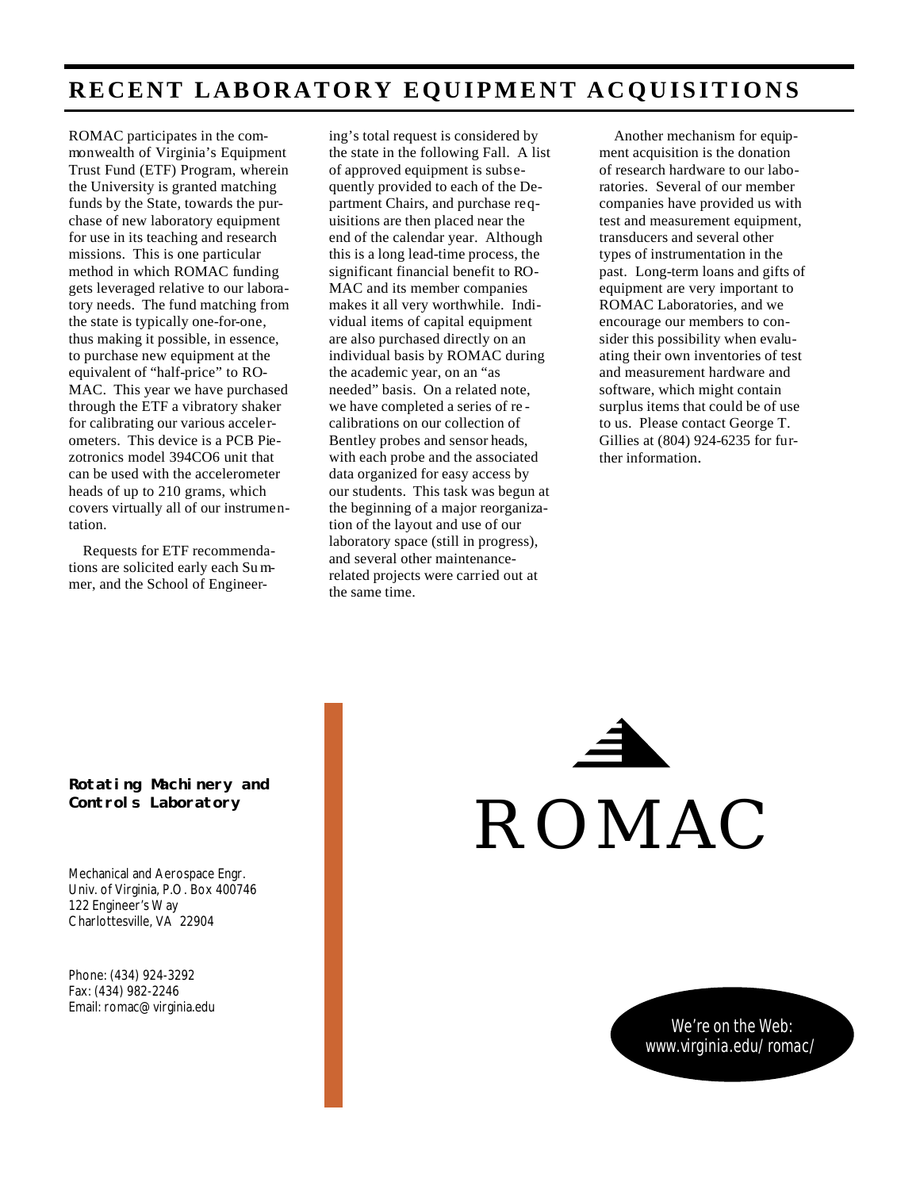# RECENT LABORATORY EQUIPMENT ACQUISITIONS

ROMAC participates in the commonwealth of Virginia's Equipment Trust Fund (ETF) Program, wherein the University is granted matching funds by the State, towards the purchase of new laboratory equipment for use in its teaching and research missions. This is one particular method in which ROMAC funding gets leveraged relative to our laboratory needs. The fund matching from the state is typically one-for-one, thus making it possible, in essence, to purchase new equipment at the equivalent of "half-price" to ROMAC. This year we have purchased through the ETF a vibratory shaker for calibrating our various accelerometers. This device is a PCB Piezotronics model 394CO6 unit that can be used with the accelerometer heads of up to 210 grams, which covers virtually all of our instrumentation.

Requests for ETF recommendations are solicited early each Summer, and the School of Engineering's total request is considered by the state in the following Fall. A list of approved equipment is subsequently provided to each of the Department Chairs, and purchase requisitions are then placed near the end of the calendar year. Although this is a long lead-time process, the significant financial benefit to ROMAC and its member companies makes it all very worthwhile. Individual items of capital equipment are also purchased directly on an individual basis by ROMAC during the academic year, on an "as needed" basis. On a related note, we have completed a series of re-calibrations on our collection of Bentley probes and sensor heads, with each probe and the associated data organized for easy access by our students. This task was begun at the beginning of a major reorganization of the layout and use of our laboratory space (still in progress), and several other maintenance-related projects were carried out at the same time.

Another mechanism for equipment acquisition is the donation of research hardware to our laboratories. Several of our member companies have provided us with test and measurement equipment, transducers and several other types of instrumentation in the past. Long-term loans and gifts of equipment are very important to ROMAC Laboratories, and we encourage our members to consider this possibility when evaluating their own inventories of test and measurement hardware and software, which might contain surplus items that could be of use to us. Please contact George T. Gillies at (804) 924-6235 for further information.

**Rotating Machinery and Controls Laboratory**

Mechanical and Aerospace Engr.
Univ. of Virginia, P.O. Box 400746
122 Engineer's Way
Charlottesville, VA 22904

Phone: (434) 924-3292
Fax: (434) 982-2246
Email: romac@virginia.edu

ROMAC

We're on the Web:
www.virginia.edu/romac/